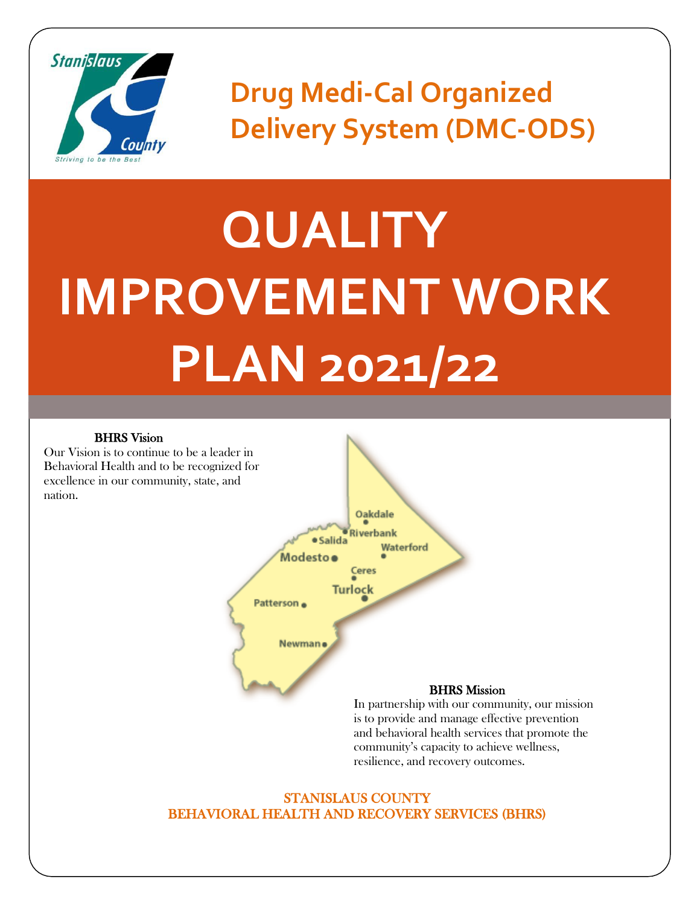# Drug Medi-Cal Organized Delivery System (DMC-ODS)

# QUALITY IMPROVEMENT WORK PLAN 2021/22

**BHRS Vision**

Our Vision is to continue to be a leader in Behavioral Health and to be recognized for excellence in our community, state, and nation.

**BHRS Mission**

In partnership with our community, our mission is to provide and manage effective prevention and behavioral health services that promote the community's capacity to achieve wellness, resilience, and recovery outcomes.

STANISLAUS COUNTY
BEHAVIORAL HEALTH AND RECOVERY SERVICES (BHRS)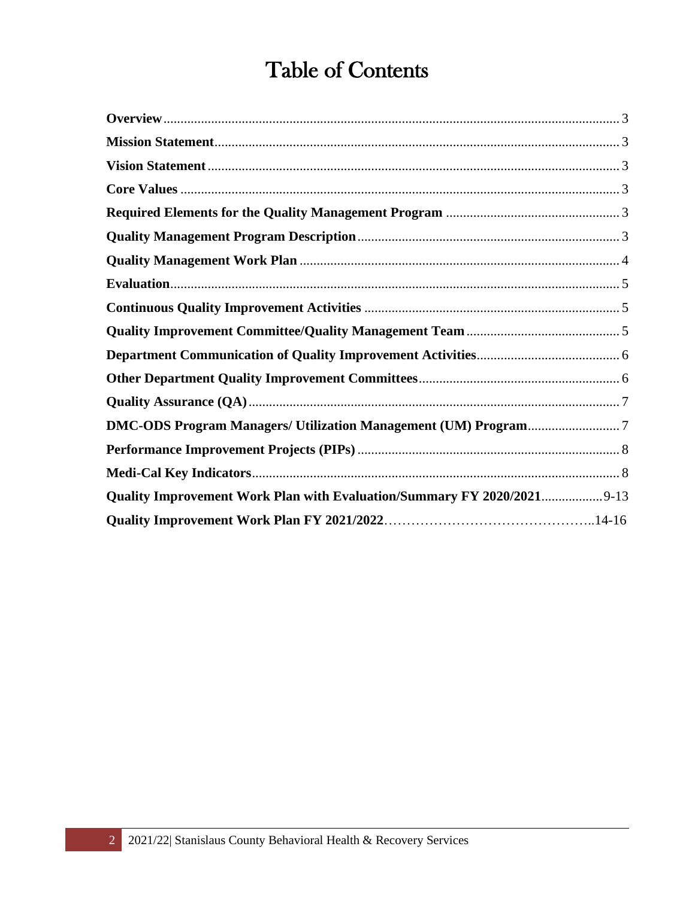# Table of Contents

**Overview** .......... 3

**Mission Statement** .......... 3

**Vision Statement** .......... 3

**Core Values** .......... 3

**Required Elements for the Quality Management Program** .......... 3

**Quality Management Program Description** .......... 3

**Quality Management Work Plan** .......... 4

**Evaluation** .......... 5

**Continuous Quality Improvement Activities** .......... 5

**Quality Improvement Committee/Quality Management Team** .......... 5

**Department Communication of Quality Improvement Activities** .......... 6

**Other Department Quality Improvement Committees** .......... 6

**Quality Assurance (QA)** .......... 7

**DMC-ODS Program Managers/ Utilization Management (UM) Program** .......... 7

**Performance Improvement Projects (PIPs)** .......... 8

**Medi-Cal Key Indicators** .......... 8

**Quality Improvement Work Plan with Evaluation/Summary FY 2020/2021** .......... 9-13

**Quality Improvement Work Plan FY 2021/2022** .......... 14-16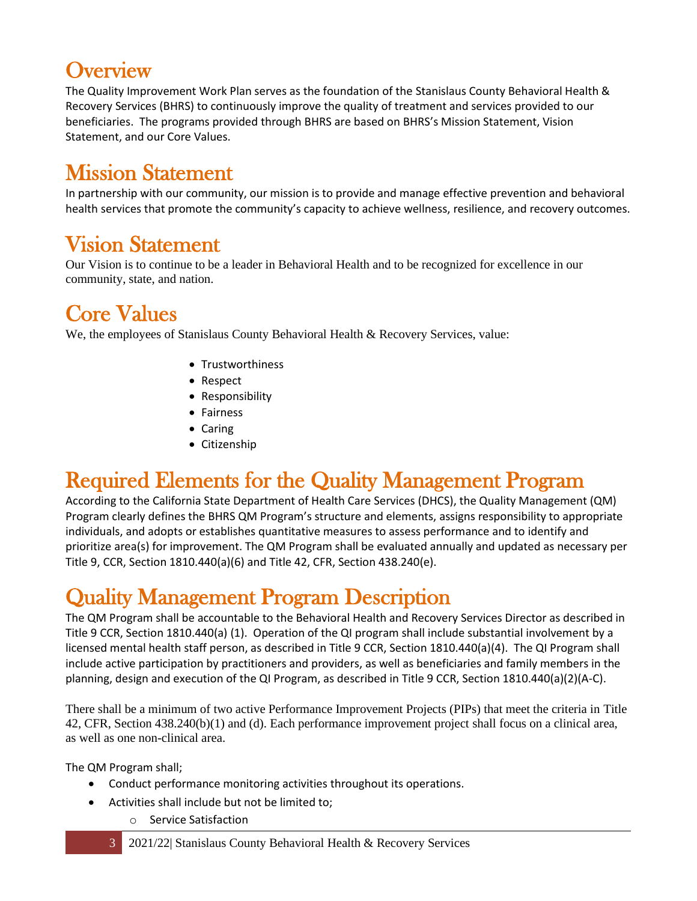# Overview

The Quality Improvement Work Plan serves as the foundation of the Stanislaus County Behavioral Health & Recovery Services (BHRS) to continuously improve the quality of treatment and services provided to our beneficiaries. The programs provided through BHRS are based on BHRS's Mission Statement, Vision Statement, and our Core Values.

# Mission Statement

In partnership with our community, our mission is to provide and manage effective prevention and behavioral health services that promote the community's capacity to achieve wellness, resilience, and recovery outcomes.

# Vision Statement

Our Vision is to continue to be a leader in Behavioral Health and to be recognized for excellence in our community, state, and nation.

# Core Values

We, the employees of Stanislaus County Behavioral Health & Recovery Services, value:

- Trustworthiness
- Respect
- Responsibility
- Fairness
- Caring
- Citizenship

# Required Elements for the Quality Management Program

According to the California State Department of Health Care Services (DHCS), the Quality Management (QM) Program clearly defines the BHRS QM Program's structure and elements, assigns responsibility to appropriate individuals, and adopts or establishes quantitative measures to assess performance and to identify and prioritize area(s) for improvement. The QM Program shall be evaluated annually and updated as necessary per Title 9, CCR, Section 1810.440(a)(6) and Title 42, CFR, Section 438.240(e).

# Quality Management Program Description

The QM Program shall be accountable to the Behavioral Health and Recovery Services Director as described in Title 9 CCR, Section 1810.440(a) (1). Operation of the QI program shall include substantial involvement by a licensed mental health staff person, as described in Title 9 CCR, Section 1810.440(a)(4). The QI Program shall include active participation by practitioners and providers, as well as beneficiaries and family members in the planning, design and execution of the QI Program, as described in Title 9 CCR, Section 1810.440(a)(2)(A-C).

There shall be a minimum of two active Performance Improvement Projects (PIPs) that meet the criteria in Title 42, CFR, Section 438.240(b)(1) and (d). Each performance improvement project shall focus on a clinical area, as well as one non-clinical area.

The QM Program shall;

- Conduct performance monitoring activities throughout its operations.
- Activities shall include but not be limited to;
  - Service Satisfaction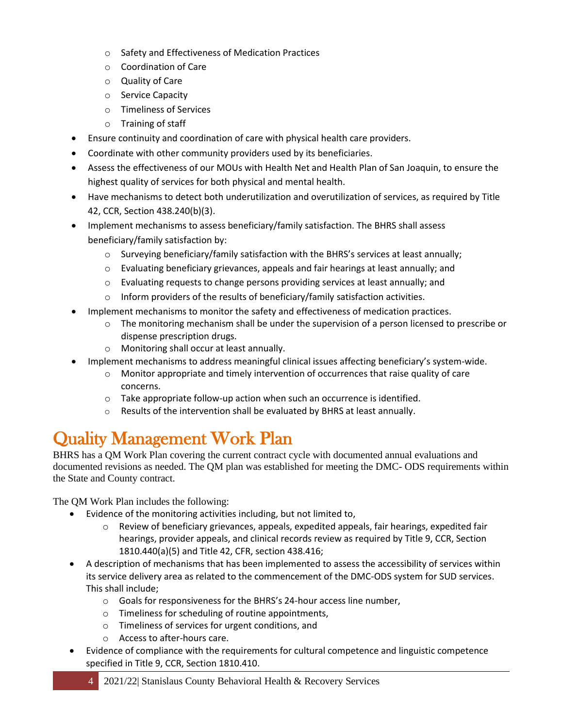- Safety and Effectiveness of Medication Practices
  - Coordination of Care
  - Quality of Care
  - Service Capacity
  - Timeliness of Services
  - Training of staff
- Ensure continuity and coordination of care with physical health care providers.
- Coordinate with other community providers used by its beneficiaries.
- Assess the effectiveness of our MOUs with Health Net and Health Plan of San Joaquin, to ensure the highest quality of services for both physical and mental health.
- Have mechanisms to detect both underutilization and overutilization of services, as required by Title 42, CCR, Section 438.240(b)(3).
- Implement mechanisms to assess beneficiary/family satisfaction. The BHRS shall assess beneficiary/family satisfaction by:
  - Surveying beneficiary/family satisfaction with the BHRS's services at least annually;
  - Evaluating beneficiary grievances, appeals and fair hearings at least annually; and
  - Evaluating requests to change persons providing services at least annually; and
  - Inform providers of the results of beneficiary/family satisfaction activities.
- Implement mechanisms to monitor the safety and effectiveness of medication practices.
  - The monitoring mechanism shall be under the supervision of a person licensed to prescribe or dispense prescription drugs.
  - Monitoring shall occur at least annually.
- Implement mechanisms to address meaningful clinical issues affecting beneficiary's system-wide.
  - Monitor appropriate and timely intervention of occurrences that raise quality of care concerns.
  - Take appropriate follow-up action when such an occurrence is identified.
  - Results of the intervention shall be evaluated by BHRS at least annually.

# Quality Management Work Plan

BHRS has a QM Work Plan covering the current contract cycle with documented annual evaluations and documented revisions as needed. The QM plan was established for meeting the DMC- ODS requirements within the State and County contract.

The QM Work Plan includes the following:

- Evidence of the monitoring activities including, but not limited to,
  - Review of beneficiary grievances, appeals, expedited appeals, fair hearings, expedited fair hearings, provider appeals, and clinical records review as required by Title 9, CCR, Section 1810.440(a)(5) and Title 42, CFR, section 438.416;
- A description of mechanisms that has been implemented to assess the accessibility of services within its service delivery area as related to the commencement of the DMC-ODS system for SUD services. This shall include;
  - Goals for responsiveness for the BHRS's 24-hour access line number,
  - Timeliness for scheduling of routine appointments,
  - Timeliness of services for urgent conditions, and
  - Access to after-hours care.
- Evidence of compliance with the requirements for cultural competence and linguistic competence specified in Title 9, CCR, Section 1810.410.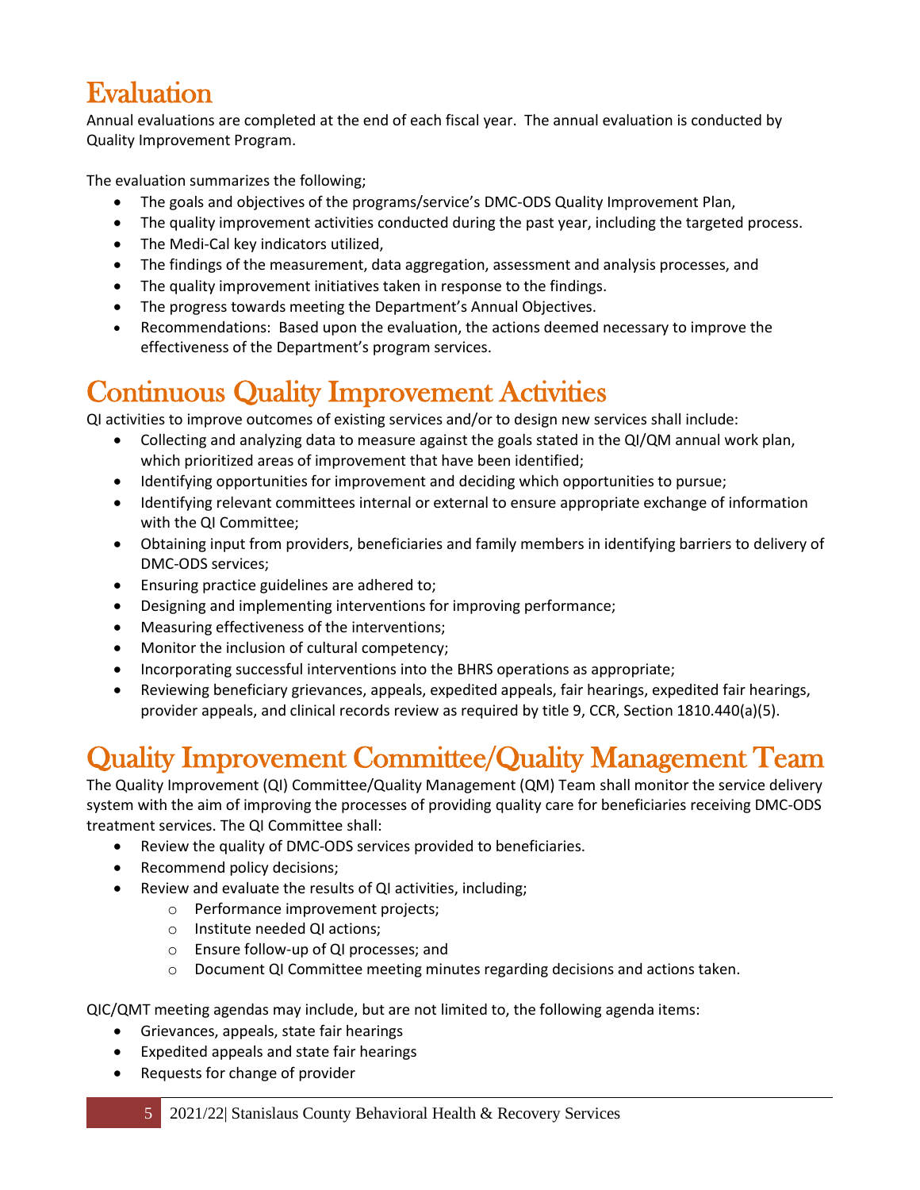# Evaluation

Annual evaluations are completed at the end of each fiscal year. The annual evaluation is conducted by Quality Improvement Program.

The evaluation summarizes the following;

- The goals and objectives of the programs/service's DMC-ODS Quality Improvement Plan,
- The quality improvement activities conducted during the past year, including the targeted process.
- The Medi-Cal key indicators utilized,
- The findings of the measurement, data aggregation, assessment and analysis processes, and
- The quality improvement initiatives taken in response to the findings.
- The progress towards meeting the Department's Annual Objectives.
- Recommendations: Based upon the evaluation, the actions deemed necessary to improve the effectiveness of the Department's program services.

# Continuous Quality Improvement Activities

QI activities to improve outcomes of existing services and/or to design new services shall include:

- Collecting and analyzing data to measure against the goals stated in the QI/QM annual work plan, which prioritized areas of improvement that have been identified;
- Identifying opportunities for improvement and deciding which opportunities to pursue;
- Identifying relevant committees internal or external to ensure appropriate exchange of information with the QI Committee;
- Obtaining input from providers, beneficiaries and family members in identifying barriers to delivery of DMC-ODS services;
- Ensuring practice guidelines are adhered to;
- Designing and implementing interventions for improving performance;
- Measuring effectiveness of the interventions;
- Monitor the inclusion of cultural competency;
- Incorporating successful interventions into the BHRS operations as appropriate;
- Reviewing beneficiary grievances, appeals, expedited appeals, fair hearings, expedited fair hearings, provider appeals, and clinical records review as required by title 9, CCR, Section 1810.440(a)(5).

# Quality Improvement Committee/Quality Management Team

The Quality Improvement (QI) Committee/Quality Management (QM) Team shall monitor the service delivery system with the aim of improving the processes of providing quality care for beneficiaries receiving DMC-ODS treatment services. The QI Committee shall:

- Review the quality of DMC-ODS services provided to beneficiaries.
- Recommend policy decisions;
- Review and evaluate the results of QI activities, including;
  - Performance improvement projects;
  - Institute needed QI actions;
  - Ensure follow-up of QI processes; and
  - Document QI Committee meeting minutes regarding decisions and actions taken.

QIC/QMT meeting agendas may include, but are not limited to, the following agenda items:

- Grievances, appeals, state fair hearings
- Expedited appeals and state fair hearings
- Requests for change of provider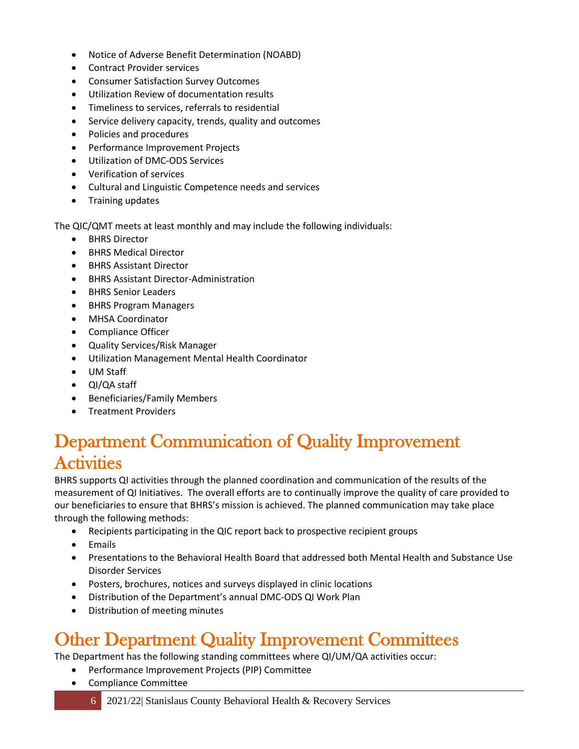- Notice of Adverse Benefit Determination (NOABD)
- Contract Provider services
- Consumer Satisfaction Survey Outcomes
- Utilization Review of documentation results
- Timeliness to services, referrals to residential
- Service delivery capacity, trends, quality and outcomes
- Policies and procedures
- Performance Improvement Projects
- Utilization of DMC-ODS Services
- Verification of services
- Cultural and Linguistic Competence needs and services
- Training updates

The QIC/QMT meets at least monthly and may include the following individuals:

- BHRS Director
- BHRS Medical Director
- BHRS Assistant Director
- BHRS Assistant Director-Administration
- BHRS Senior Leaders
- BHRS Program Managers
- MHSA Coordinator
- Compliance Officer
- Quality Services/Risk Manager
- Utilization Management Mental Health Coordinator
- UM Staff
- QI/QA staff
- Beneficiaries/Family Members
- Treatment Providers

# Department Communication of Quality Improvement Activities

BHRS supports QI activities through the planned coordination and communication of the results of the measurement of QI Initiatives. The overall efforts are to continually improve the quality of care provided to our beneficiaries to ensure that BHRS's mission is achieved. The planned communication may take place through the following methods:

- Recipients participating in the QIC report back to prospective recipient groups
- Emails
- Presentations to the Behavioral Health Board that addressed both Mental Health and Substance Use Disorder Services
- Posters, brochures, notices and surveys displayed in clinic locations
- Distribution of the Department's annual DMC-ODS QI Work Plan
- Distribution of meeting minutes

# Other Department Quality Improvement Committees

The Department has the following standing committees where QI/UM/QA activities occur:

- Performance Improvement Projects (PIP) Committee
- Compliance Committee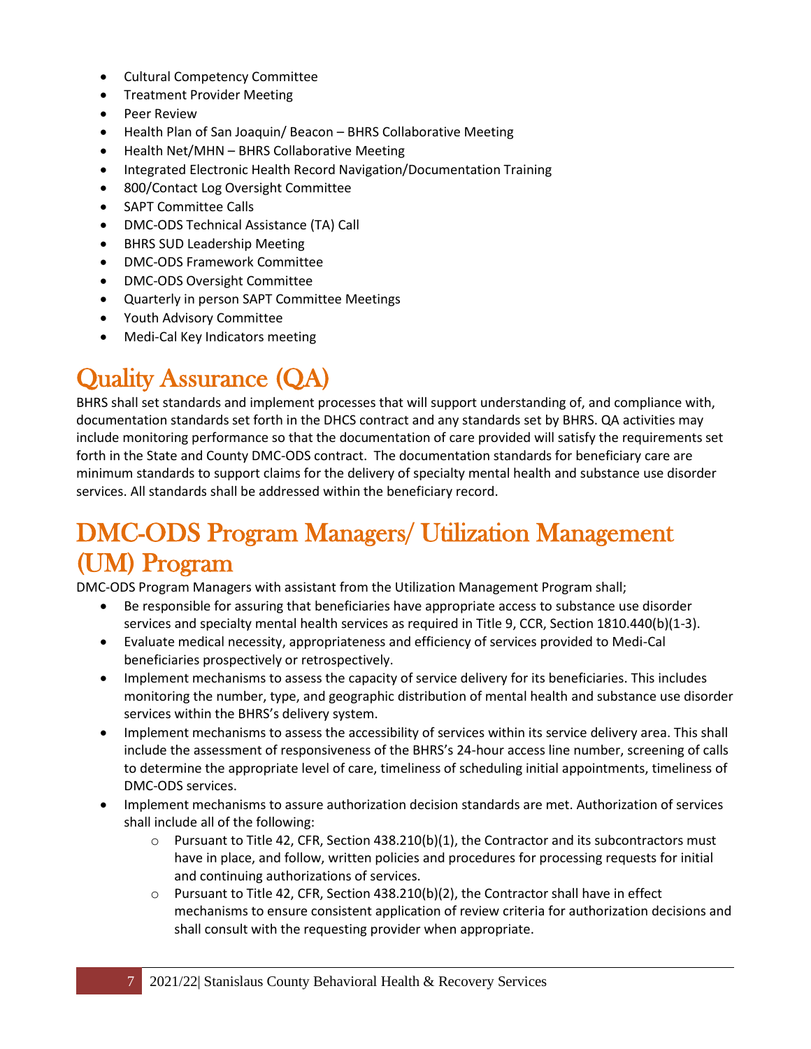- Cultural Competency Committee
- Treatment Provider Meeting
- Peer Review
- Health Plan of San Joaquin/ Beacon – BHRS Collaborative Meeting
- Health Net/MHN – BHRS Collaborative Meeting
- Integrated Electronic Health Record Navigation/Documentation Training
- 800/Contact Log Oversight Committee
- SAPT Committee Calls
- DMC-ODS Technical Assistance (TA) Call
- BHRS SUD Leadership Meeting
- DMC-ODS Framework Committee
- DMC-ODS Oversight Committee
- Quarterly in person SAPT Committee Meetings
- Youth Advisory Committee
- Medi-Cal Key Indicators meeting

# Quality Assurance (QA)

BHRS shall set standards and implement processes that will support understanding of, and compliance with, documentation standards set forth in the DHCS contract and any standards set by BHRS. QA activities may include monitoring performance so that the documentation of care provided will satisfy the requirements set forth in the State and County DMC-ODS contract. The documentation standards for beneficiary care are minimum standards to support claims for the delivery of specialty mental health and substance use disorder services. All standards shall be addressed within the beneficiary record.

# DMC-ODS Program Managers/ Utilization Management (UM) Program

DMC-ODS Program Managers with assistant from the Utilization Management Program shall;

- Be responsible for assuring that beneficiaries have appropriate access to substance use disorder services and specialty mental health services as required in Title 9, CCR, Section 1810.440(b)(1-3).
- Evaluate medical necessity, appropriateness and efficiency of services provided to Medi-Cal beneficiaries prospectively or retrospectively.
- Implement mechanisms to assess the capacity of service delivery for its beneficiaries. This includes monitoring the number, type, and geographic distribution of mental health and substance use disorder services within the BHRS's delivery system.
- Implement mechanisms to assess the accessibility of services within its service delivery area. This shall include the assessment of responsiveness of the BHRS's 24-hour access line number, screening of calls to determine the appropriate level of care, timeliness of scheduling initial appointments, timeliness of DMC-ODS services.
- Implement mechanisms to assure authorization decision standards are met. Authorization of services shall include all of the following:
  - Pursuant to Title 42, CFR, Section 438.210(b)(1), the Contractor and its subcontractors must have in place, and follow, written policies and procedures for processing requests for initial and continuing authorizations of services.
  - Pursuant to Title 42, CFR, Section 438.210(b)(2), the Contractor shall have in effect mechanisms to ensure consistent application of review criteria for authorization decisions and shall consult with the requesting provider when appropriate.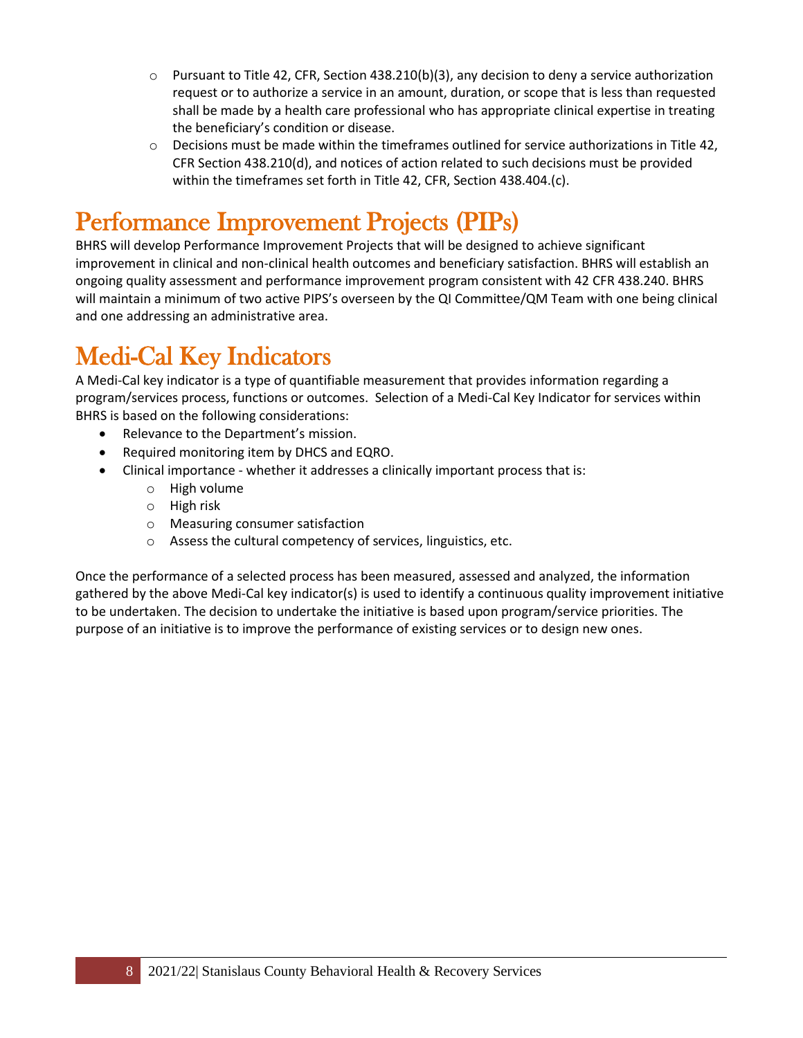- Pursuant to Title 42, CFR, Section 438.210(b)(3), any decision to deny a service authorization request or to authorize a service in an amount, duration, or scope that is less than requested shall be made by a health care professional who has appropriate clinical expertise in treating the beneficiary's condition or disease.
  - Decisions must be made within the timeframes outlined for service authorizations in Title 42, CFR Section 438.210(d), and notices of action related to such decisions must be provided within the timeframes set forth in Title 42, CFR, Section 438.404.(c).

# Performance Improvement Projects (PIPs)

BHRS will develop Performance Improvement Projects that will be designed to achieve significant improvement in clinical and non-clinical health outcomes and beneficiary satisfaction. BHRS will establish an ongoing quality assessment and performance improvement program consistent with 42 CFR 438.240. BHRS will maintain a minimum of two active PIPS's overseen by the QI Committee/QM Team with one being clinical and one addressing an administrative area.

# Medi-Cal Key Indicators

A Medi-Cal key indicator is a type of quantifiable measurement that provides information regarding a program/services process, functions or outcomes. Selection of a Medi-Cal Key Indicator for services within BHRS is based on the following considerations:

- Relevance to the Department's mission.
- Required monitoring item by DHCS and EQRO.
- Clinical importance - whether it addresses a clinically important process that is:
  - High volume
  - High risk
  - Measuring consumer satisfaction
  - Assess the cultural competency of services, linguistics, etc.

Once the performance of a selected process has been measured, assessed and analyzed, the information gathered by the above Medi-Cal key indicator(s) is used to identify a continuous quality improvement initiative to be undertaken. The decision to undertake the initiative is based upon program/service priorities. The purpose of an initiative is to improve the performance of existing services or to design new ones.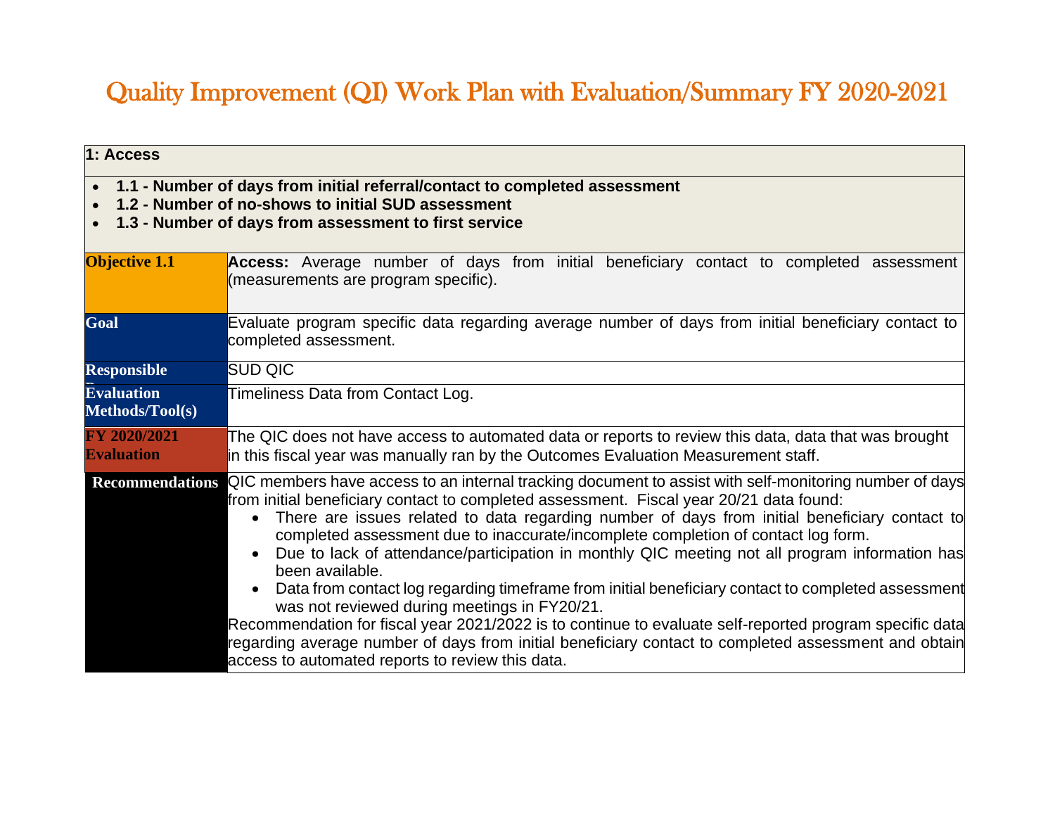# Quality Improvement (QI) Work Plan with Evaluation/Summary FY 2020-2021

| 1: Access | |
|---|---|
| • **1.1 - Number of days from initial referral/contact to completed assessment**<br>• **1.2 - Number of no-shows to initial SUD assessment**<br>• **1.3 - Number of days from assessment to first service** | |
| **Objective 1.1** | **Access:** Average number of days from initial beneficiary contact to completed assessment (measurements are program specific). |
| **Goal** | Evaluate program specific data regarding average number of days from initial beneficiary contact to completed assessment. |
| **Responsible** | SUD QIC |
| **Evaluation Methods/Tool(s)** | Timeliness Data from Contact Log. |
| **FY 2020/2021 Evaluation** | The QIC does not have access to automated data or reports to review this data, data that was brought in this fiscal year was manually ran by the Outcomes Evaluation Measurement staff. |
| **Recommendations** | QIC members have access to an internal tracking document to assist with self-monitoring number of days from initial beneficiary contact to completed assessment. Fiscal year 20/21 data found:<br>• There are issues related to data regarding number of days from initial beneficiary contact to completed assessment due to inaccurate/incomplete completion of contact log form.<br>• Due to lack of attendance/participation in monthly QIC meeting not all program information has been available.<br>• Data from contact log regarding timeframe from initial beneficiary contact to completed assessment was not reviewed during meetings in FY20/21.<br>Recommendation for fiscal year 2021/2022 is to continue to evaluate self-reported program specific data regarding average number of days from initial beneficiary contact to completed assessment and obtain access to automated reports to review this data. |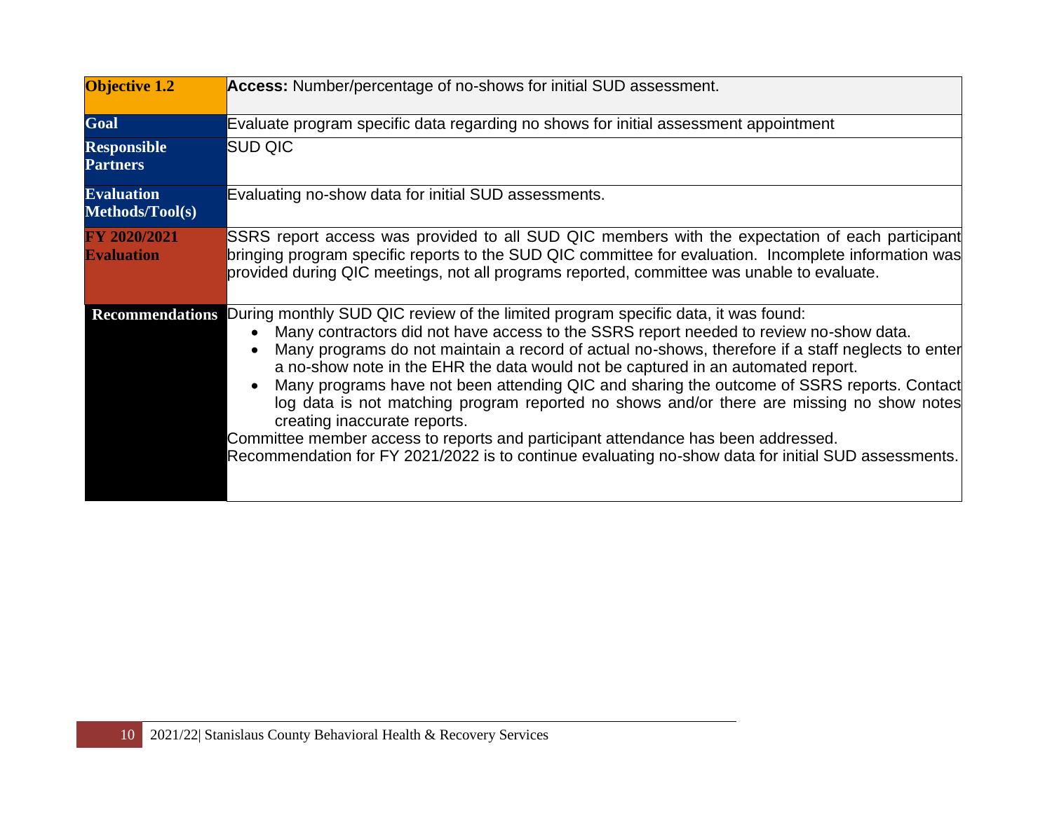| **Objective 1.2** | **Access:** Number/percentage of no-shows for initial SUD assessment. |
|---|---|
| **Goal** | Evaluate program specific data regarding no shows for initial assessment appointment |
| **Responsible Partners** | SUD QIC |
| **Evaluation Methods/Tool(s)** | Evaluating no-show data for initial SUD assessments. |
| **FY 2020/2021 Evaluation** | SSRS report access was provided to all SUD QIC members with the expectation of each participant bringing program specific reports to the SUD QIC committee for evaluation. Incomplete information was provided during QIC meetings, not all programs reported, committee was unable to evaluate. |
| **Recommendations** | During monthly SUD QIC review of the limited program specific data, it was found:<br>• Many contractors did not have access to the SSRS report needed to review no-show data.<br>• Many programs do not maintain a record of actual no-shows, therefore if a staff neglects to enter a no-show note in the EHR the data would not be captured in an automated report.<br>• Many programs have not been attending QIC and sharing the outcome of SSRS reports. Contact log data is not matching program reported no shows and/or there are missing no show notes creating inaccurate reports.<br>Committee member access to reports and participant attendance has been addressed.<br>Recommendation for FY 2021/2022 is to continue evaluating no-show data for initial SUD assessments. |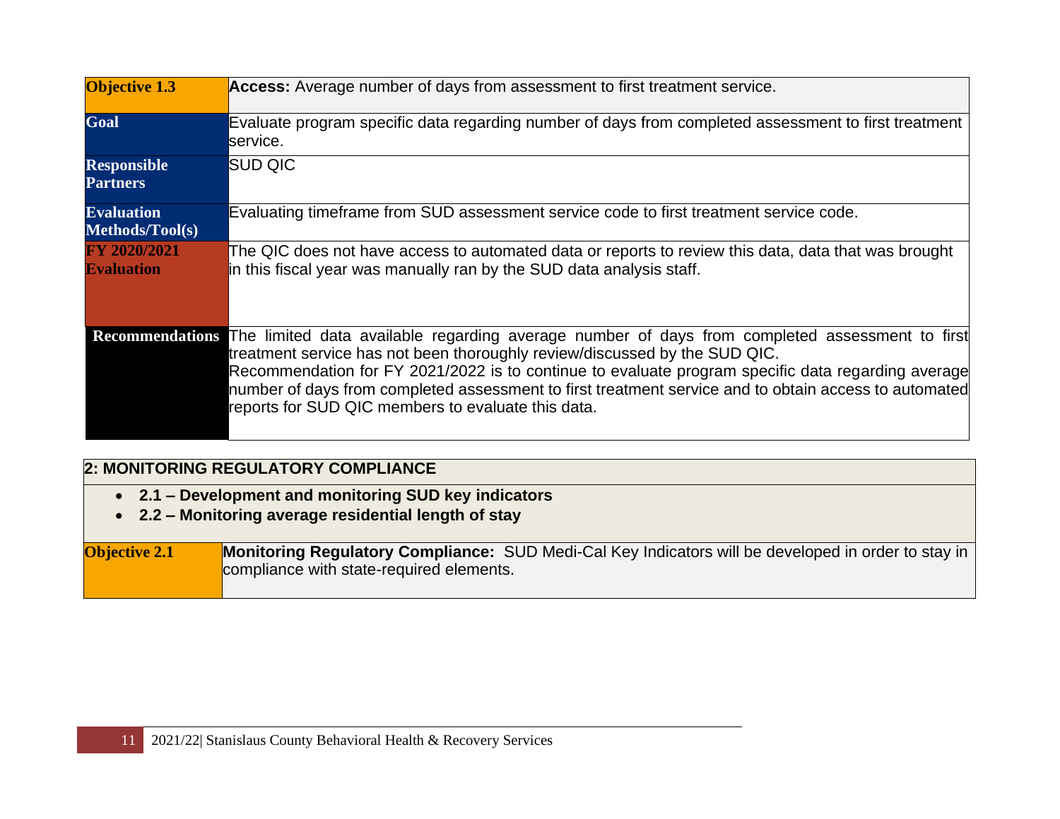| Objective 1.3 | **Access:** Average number of days from assessment to first treatment service. |
|---|---|
| Goal | Evaluate program specific data regarding number of days from completed assessment to first treatment service. |
| Responsible Partners | SUD QIC |
| Evaluation Methods/Tool(s) | Evaluating timeframe from SUD assessment service code to first treatment service code. |
| FY 2020/2021 Evaluation | The QIC does not have access to automated data or reports to review this data, data that was brought in this fiscal year was manually ran by the SUD data analysis staff. |
| Recommendations | The limited data available regarding average number of days from completed assessment to first treatment service has not been thoroughly review/discussed by the SUD QIC.<br>Recommendation for FY 2021/2022 is to continue to evaluate program specific data regarding average number of days from completed assessment to first treatment service and to obtain access to automated reports for SUD QIC members to evaluate this data. |

## 2: MONITORING REGULATORY COMPLIANCE

- **2.1 – Development and monitoring SUD key indicators**
- **2.2 – Monitoring average residential length of stay**

| Objective 2.1 | **Monitoring Regulatory Compliance:** SUD Medi-Cal Key Indicators will be developed in order to stay in compliance with state-required elements. |
|---|---|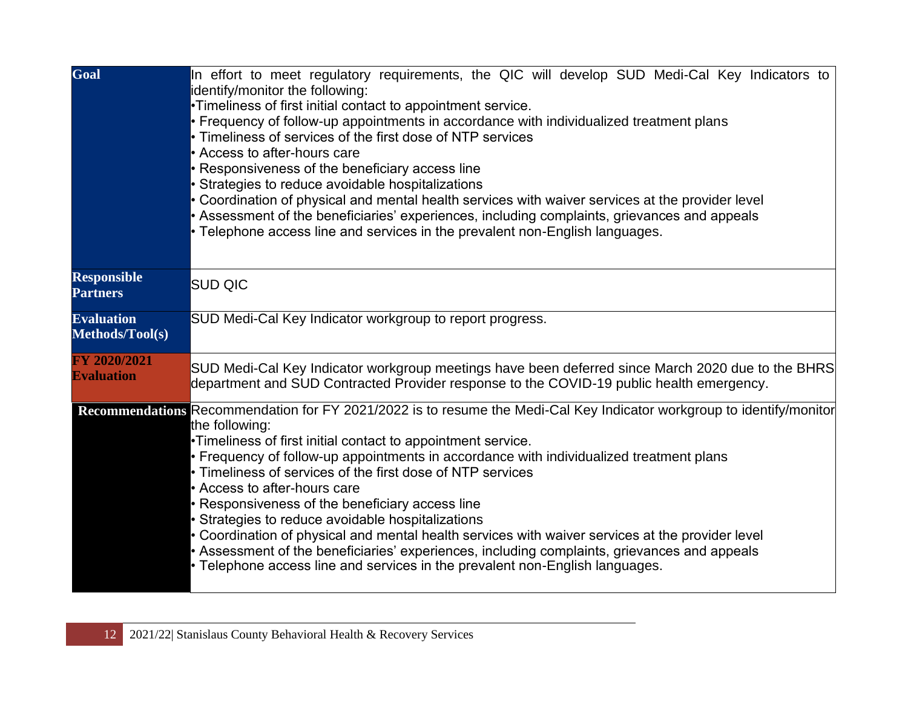| | |
|---|---|
| **Goal** | In effort to meet regulatory requirements, the QIC will develop SUD Medi-Cal Key Indicators to identify/monitor the following:<br>•Timeliness of first initial contact to appointment service.<br>• Frequency of follow-up appointments in accordance with individualized treatment plans<br>• Timeliness of services of the first dose of NTP services<br>• Access to after-hours care<br>• Responsiveness of the beneficiary access line<br>• Strategies to reduce avoidable hospitalizations<br>• Coordination of physical and mental health services with waiver services at the provider level<br>• Assessment of the beneficiaries' experiences, including complaints, grievances and appeals<br>• Telephone access line and services in the prevalent non-English languages. |
| **Responsible Partners** | SUD QIC |
| **Evaluation Methods/Tool(s)** | SUD Medi-Cal Key Indicator workgroup to report progress. |
| **FY 2020/2021 Evaluation** | SUD Medi-Cal Key Indicator workgroup meetings have been deferred since March 2020 due to the BHRS department and SUD Contracted Provider response to the COVID-19 public health emergency. |
| **Recommendations** | Recommendation for FY 2021/2022 is to resume the Medi-Cal Key Indicator workgroup to identify/monitor the following:<br>•Timeliness of first initial contact to appointment service.<br>• Frequency of follow-up appointments in accordance with individualized treatment plans<br>• Timeliness of services of the first dose of NTP services<br>• Access to after-hours care<br>• Responsiveness of the beneficiary access line<br>• Strategies to reduce avoidable hospitalizations<br>• Coordination of physical and mental health services with waiver services at the provider level<br>• Assessment of the beneficiaries' experiences, including complaints, grievances and appeals<br>• Telephone access line and services in the prevalent non-English languages. |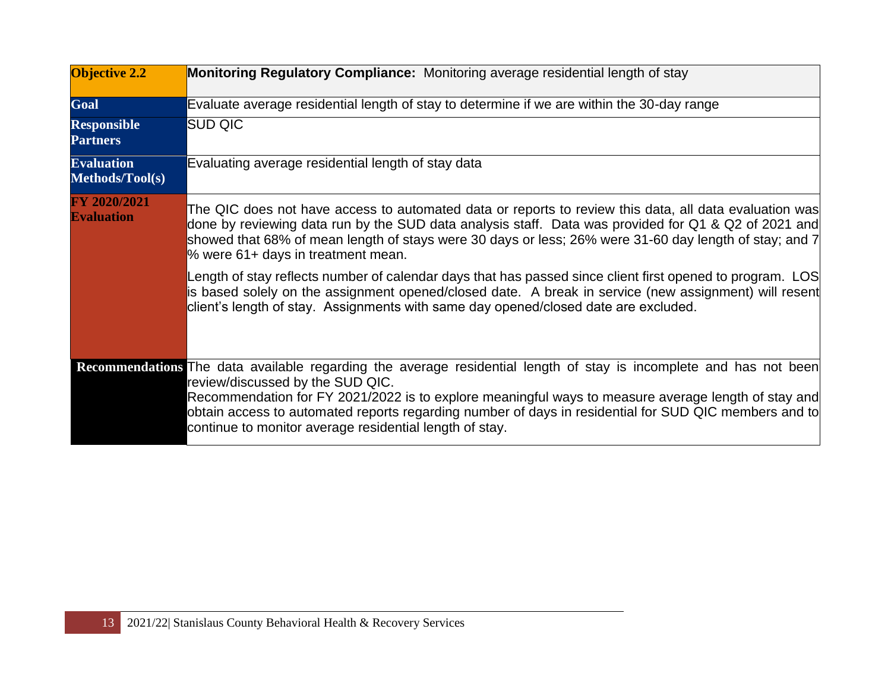| **Objective 2.2** | **Monitoring Regulatory Compliance:** Monitoring average residential length of stay |
|---|---|
| **Goal** | Evaluate average residential length of stay to determine if we are within the 30-day range |
| **Responsible Partners** | SUD QIC |
| **Evaluation Methods/Tool(s)** | Evaluating average residential length of stay data |
| **FY 2020/2021 Evaluation** | The QIC does not have access to automated data or reports to review this data, all data evaluation was done by reviewing data run by the SUD data analysis staff. Data was provided for Q1 & Q2 of 2021 and showed that 68% of mean length of stays were 30 days or less; 26% were 31-60 day length of stay; and 7 % were 61+ days in treatment mean.<br><br>Length of stay reflects number of calendar days that has passed since client first opened to program. LOS is based solely on the assignment opened/closed date. A break in service (new assignment) will resent client's length of stay. Assignments with same day opened/closed date are excluded. |
| **Recommendations** | The data available regarding the average residential length of stay is incomplete and has not been review/discussed by the SUD QIC.<br>Recommendation for FY 2021/2022 is to explore meaningful ways to measure average length of stay and obtain access to automated reports regarding number of days in residential for SUD QIC members and to continue to monitor average residential length of stay. |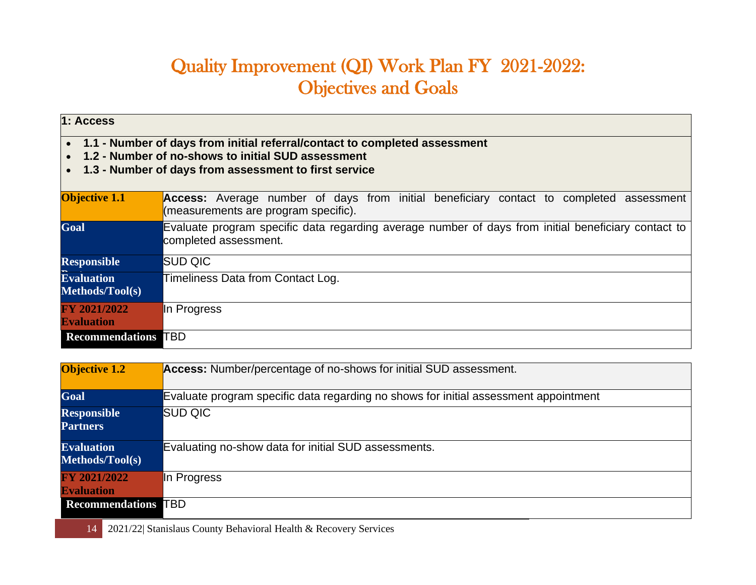# Quality Improvement (QI) Work Plan FY 2021-2022: Objectives and Goals

**1: Access**

- **1.1 - Number of days from initial referral/contact to completed assessment**
- **1.2 - Number of no-shows to initial SUD assessment**
- **1.3 - Number of days from assessment to first service**

| **Objective 1.1** | **Access:** Average number of days from initial beneficiary contact to completed assessment (measurements are program specific). |
|---|---|
| **Goal** | Evaluate program specific data regarding average number of days from initial beneficiary contact to completed assessment. |
| **Responsible Partners** | SUD QIC |
| **Evaluation Methods/Tool(s)** | Timeliness Data from Contact Log. |
| **FY 2021/2022 Evaluation** | In Progress |
| **Recommendations** | TBD |

| **Objective 1.2** | **Access:** Number/percentage of no-shows for initial SUD assessment. |
|---|---|
| **Goal** | Evaluate program specific data regarding no shows for initial assessment appointment |
| **Responsible Partners** | SUD QIC |
| **Evaluation Methods/Tool(s)** | Evaluating no-show data for initial SUD assessments. |
| **FY 2021/2022 Evaluation** | In Progress |
| **Recommendations** | TBD |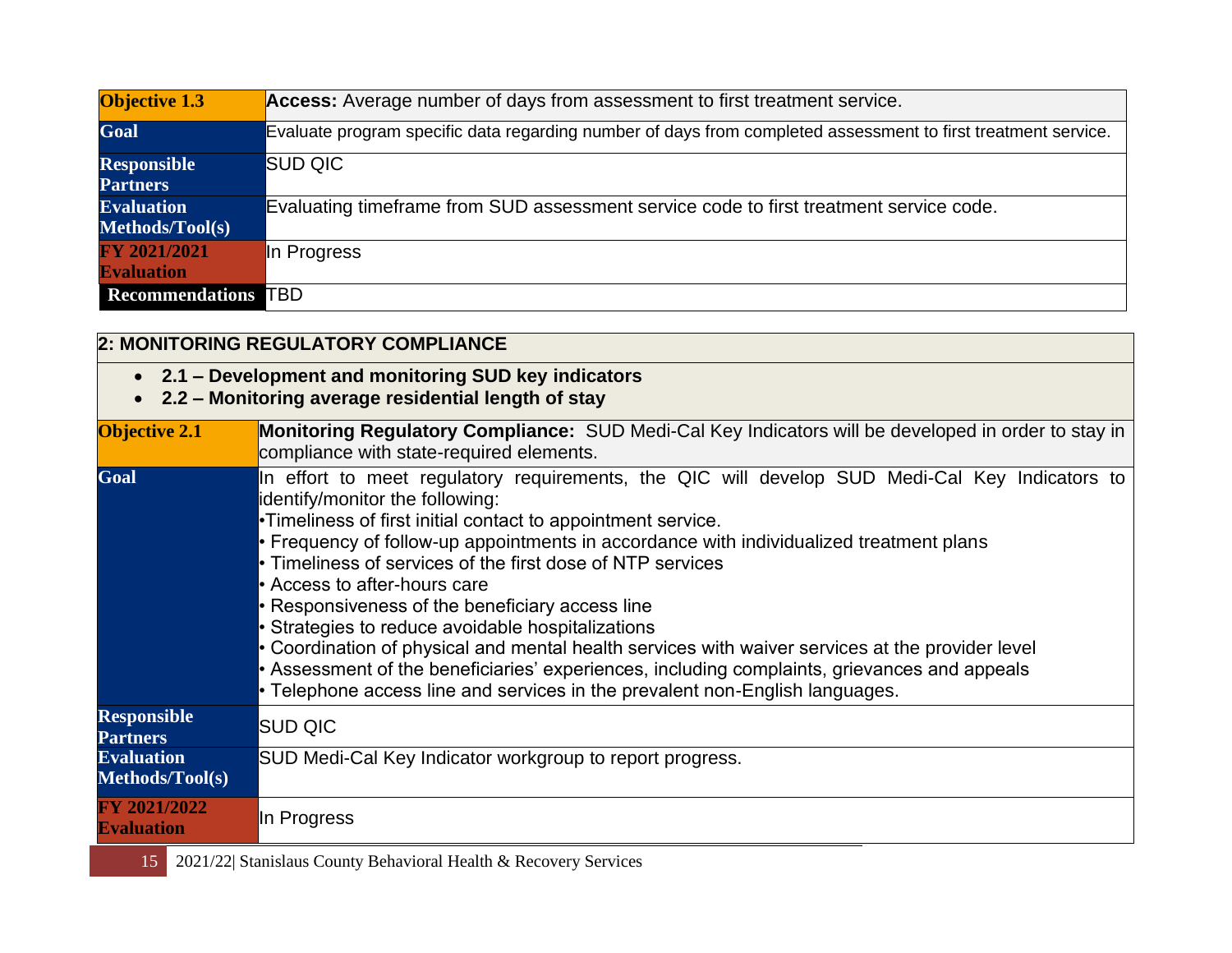| Objective 1.3 | **Access:** Average number of days from assessment to first treatment service. |
|---|---|
| Goal | Evaluate program specific data regarding number of days from completed assessment to first treatment service. |
| Responsible Partners | SUD QIC |
| Evaluation Methods/Tool(s) | Evaluating timeframe from SUD assessment service code to first treatment service code. |
| FY 2021/2021 Evaluation | In Progress |
| Recommendations | TBD |

## 2: MONITORING REGULATORY COMPLIANCE

- **2.1 – Development and monitoring SUD key indicators**
- **2.2 – Monitoring average residential length of stay**

| Objective 2.1 | **Monitoring Regulatory Compliance:** SUD Medi-Cal Key Indicators will be developed in order to stay in compliance with state-required elements. |
|---|---|
| Goal | In effort to meet regulatory requirements, the QIC will develop SUD Medi-Cal Key Indicators to identify/monitor the following:<br>•Timeliness of first initial contact to appointment service.<br>• Frequency of follow-up appointments in accordance with individualized treatment plans<br>• Timeliness of services of the first dose of NTP services<br>• Access to after-hours care<br>• Responsiveness of the beneficiary access line<br>• Strategies to reduce avoidable hospitalizations<br>• Coordination of physical and mental health services with waiver services at the provider level<br>• Assessment of the beneficiaries' experiences, including complaints, grievances and appeals<br>• Telephone access line and services in the prevalent non-English languages. |
| Responsible Partners | SUD QIC |
| Evaluation Methods/Tool(s) | SUD Medi-Cal Key Indicator workgroup to report progress. |
| FY 2021/2022 Evaluation | In Progress |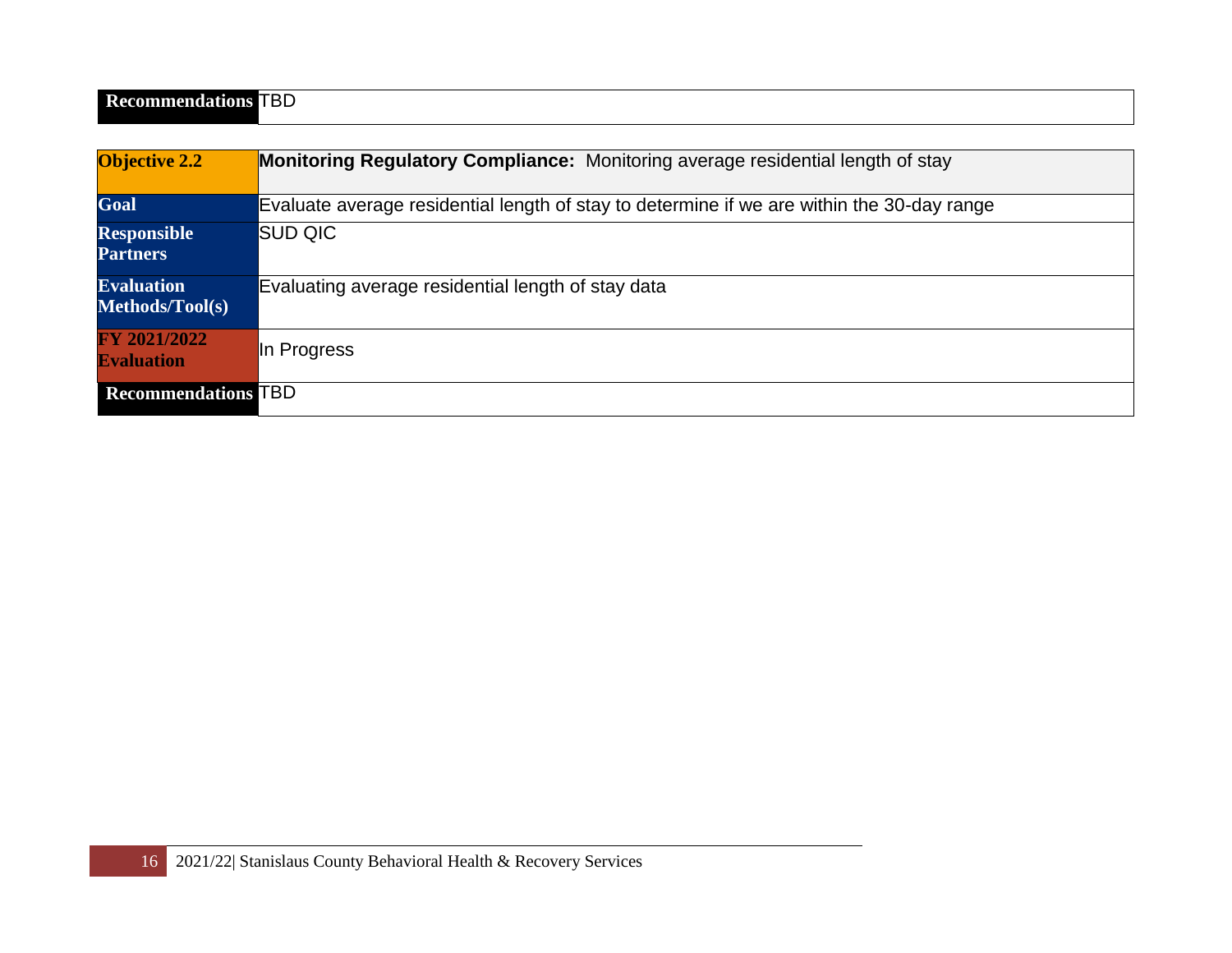| | |
|---|---|
| **Recommendations** | TBD |

| | |
|---|---|
| **Objective 2.2** | **Monitoring Regulatory Compliance:** Monitoring average residential length of stay |
| **Goal** | Evaluate average residential length of stay to determine if we are within the 30-day range |
| **Responsible Partners** | SUD QIC |
| **Evaluation Methods/Tool(s)** | Evaluating average residential length of stay data |
| **FY 2021/2022 Evaluation** | In Progress |
| **Recommendations** | TBD |